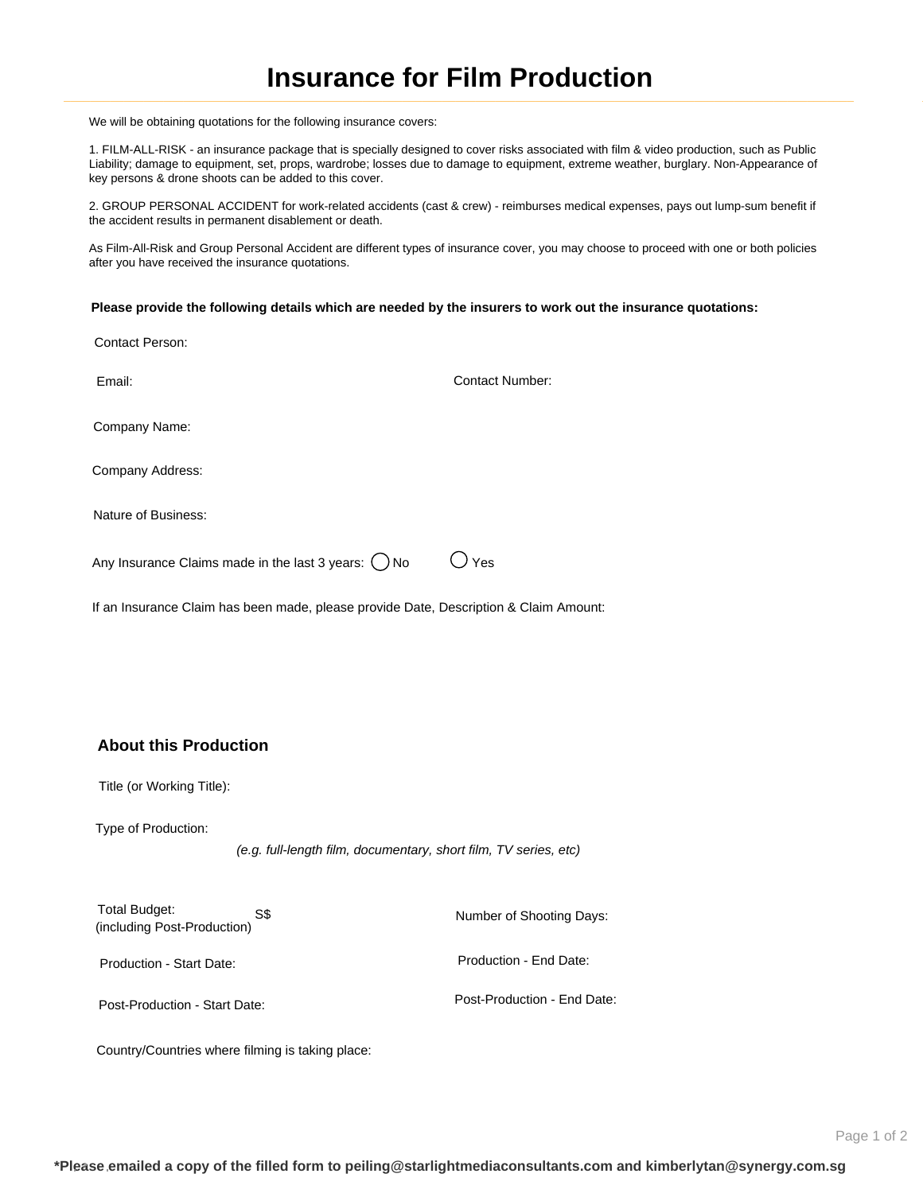# Insurance for Film Production

We will be obtaining quotations for the following insurance covers:

1. FILM-ALL-RISK - an insurance package that is specially designed to cover risks associated with film & video production, such as Public Liability; damage to equipment, set, props, wardrobe; losses due to damage to equipment, extreme weather, burglary. Non-Appearance of key persons & drone shoots can be added to this cover.

2. GROUP PERSONAL ACCIDENT for work-related accidents (cast & crew) - reimburses medical expenses, pays out lump-sum benefit if the accident results in permanent disablement or death.

As Film-All-Risk and Group Personal Accident are different types of insurance cover, you may choose to proceed with one or both policies after you have received the insurance quotations.

**Please provide the following details which are needed by the insurers to work out the insurance quotations:**

Contact Person:

Email:

Contact Number:

Company Name:

Company Address:

Nature of Business:

Any Insurance Claims made in the last 3 years: ◯ No ◯ Yes

If an Insurance Claim has been made, please provide Date, Description & Claim Amount:

## About this Production

Title (or Working Title):

Type of Production:

*(e.g. full-length film, documentary, short film, TV series, etc)*

Total Budget: (including Post-Production) S$

Number of Shooting Days:

Production - Start Date:

Production - End Date:

Post-Production - Start Date:

Post-Production - End Date:

Country/Countries where filming is taking place:

**\*Please emailed a copy of the filled form to peiling@starlightmediaconsultants.com and kimberlytan@synergy.com.sg**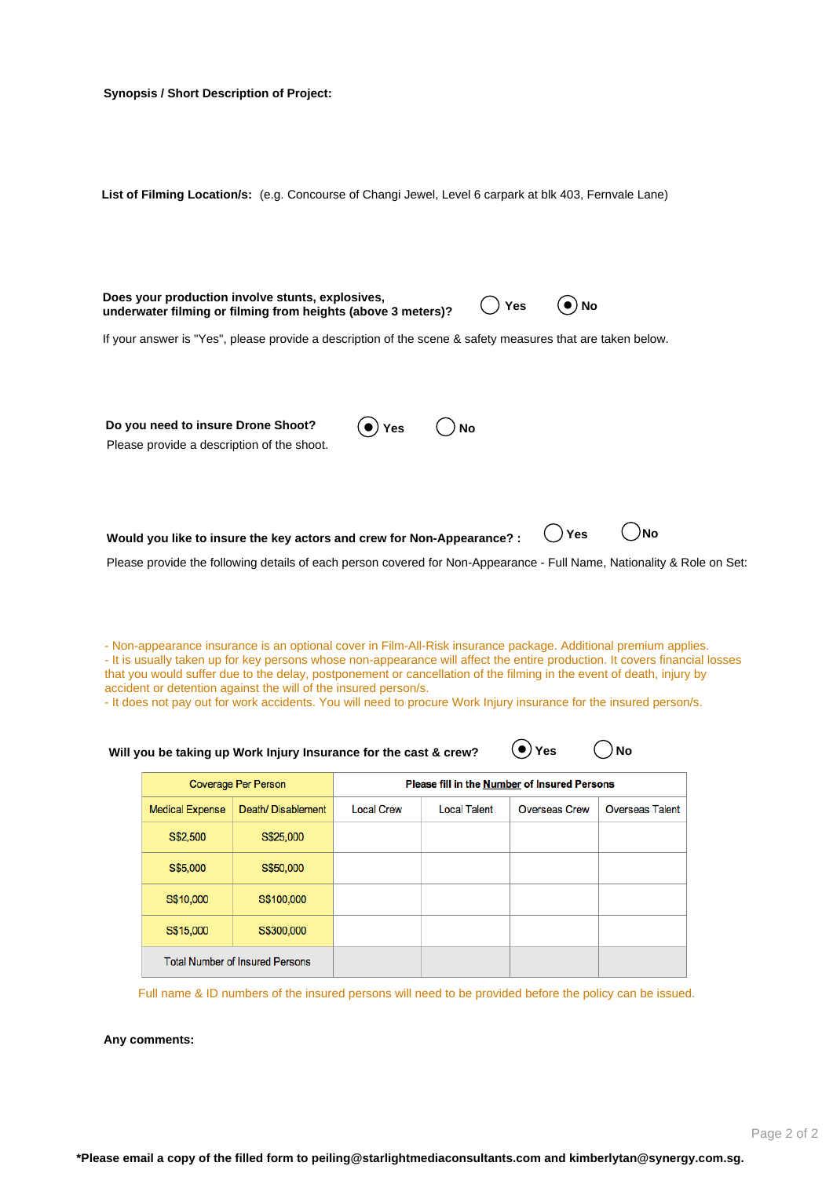**Synopsis / Short Description of Project:**

**List of Filming Location/s:** (e.g. Concourse of Changi Jewel, Level 6 carpark at blk 403, Fernvale Lane)

**Does your production involve stunts, explosives, underwater filming or filming from heights (above 3 meters)?** ○ Yes ◉ No

If your answer is "Yes", please provide a description of the scene & safety measures that are taken below.

**Do you need to insure Drone Shoot?** ◉ Yes ○ No

Please provide a description of the shoot.

**Would you like to insure the key actors and crew for Non-Appearance? :** ○ Yes ○ No

Please provide the following details of each person covered for Non-Appearance - Full Name, Nationality & Role on Set:

- Non-appearance insurance is an optional cover in Film-All-Risk insurance package. Additional premium applies.
- It is usually taken up for key persons whose non-appearance will affect the entire production. It covers financial losses that you would suffer due to the delay, postponement or cancellation of the filming in the event of death, injury by accident or detention against the will of the insured person/s.
- It does not pay out for work accidents. You will need to procure Work Injury insurance for the insured person/s.

**Will you be taking up Work Injury Insurance for the cast & crew?** ◉ Yes ○ No

| Coverage Per Person | | Please fill in the Number of Insured Persons | | | |
|---|---|---|---|---|---|
| Medical Expense | Death/ Disablement | Local Crew | Local Talent | Overseas Crew | Overseas Talent |
| S$2,500 | S$25,000 | | | | |
| S$5,000 | S$50,000 | | | | |
| S$10,000 | S$100,000 | | | | |
| S$15,000 | S$300,000 | | | | |
| Total Number of Insured Persons | | | | | |

Full name & ID numbers of the insured persons will need to be provided before the policy can be issued.

**Any comments:**

***Please email a copy of the filled form to peiling@starlightmediaconsultants.com and kimberlytan@synergy.com.sg.**